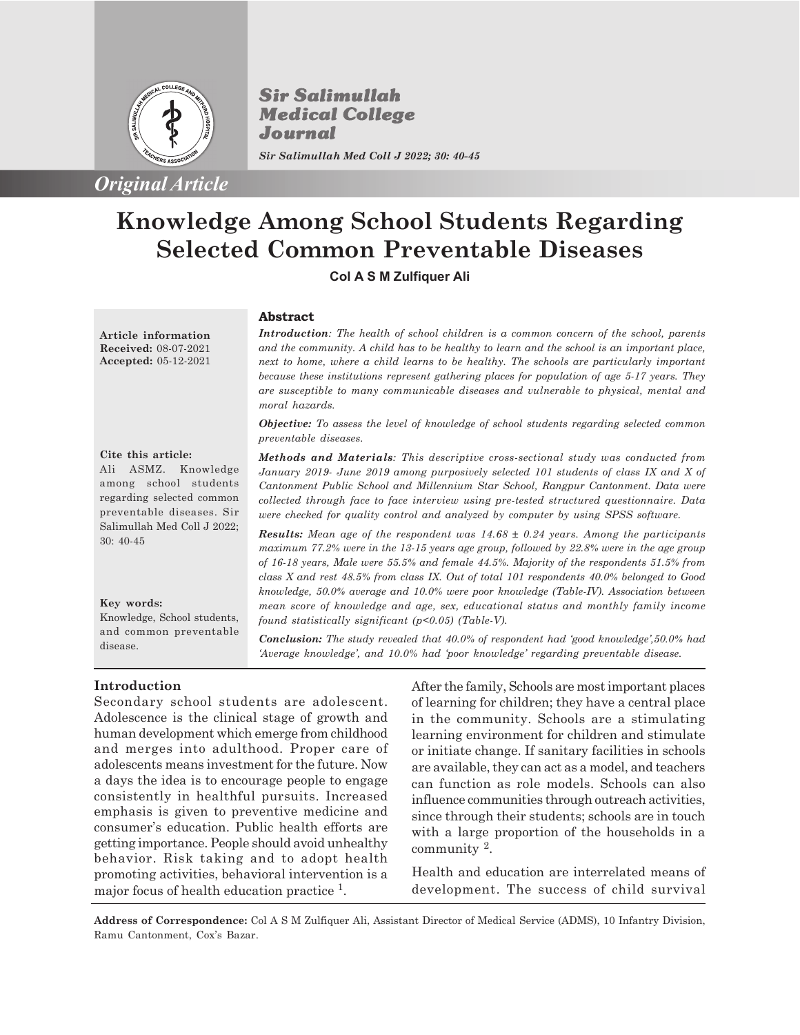*Original Article*

# Knowledge Among School Students Regarding Selected Common Preventable Diseases

**Col A S M Zulfiquer Ali**

**Article information**
**Received:** 08-07-2021
**Accepted:** 05-12-2021

**Cite this article:**
Ali ASMZ. Knowledge among school students regarding selected common preventable diseases. Sir Salimullah Med Coll J 2022; 30: 40-45

**Key words:**
Knowledge, School students, and common preventable disease.

## Abstract

***Introduction****: The health of school children is a common concern of the school, parents and the community. A child has to be healthy to learn and the school is an important place, next to home, where a child learns to be healthy. The schools are particularly important because these institutions represent gathering places for population of age 5-17 years. They are susceptible to many communicable diseases and vulnerable to physical, mental and moral hazards.*

***Objective:*** *To assess the level of knowledge of school students regarding selected common preventable diseases.*

***Methods and Materials****: This descriptive cross-sectional study was conducted from January 2019- June 2019 among purposively selected 101 students of class IX and X of Cantonment Public School and Millennium Star School, Rangpur Cantonment. Data were collected through face to face interview using pre-tested structured questionnaire. Data were checked for quality control and analyzed by computer by using SPSS software.*

***Results:*** *Mean age of the respondent was 14.68 ± 0.24 years. Among the participants maximum 77.2% were in the 13-15 years age group, followed by 22.8% were in the age group of 16-18 years, Male were 55.5% and female 44.5%. Majority of the respondents 51.5% from class X and rest 48.5% from class IX. Out of total 101 respondents 40.0% belonged to Good knowledge, 50.0% average and 10.0% were poor knowledge (Table-IV). Association between mean score of knowledge and age, sex, educational status and monthly family income found statistically significant (p<0.05) (Table-V).*

***Conclusion:*** *The study revealed that 40.0% of respondent had 'good knowledge',50.0% had 'Average knowledge', and 10.0% had 'poor knowledge' regarding preventable disease.*

## Introduction

Secondary school students are adolescent. Adolescence is the clinical stage of growth and human development which emerge from childhood and merges into adulthood. Proper care of adolescents means investment for the future. Now a days the idea is to encourage people to engage consistently in healthful pursuits. Increased emphasis is given to preventive medicine and consumer's education. Public health efforts are getting importance. People should avoid unhealthy behavior. Risk taking and to adopt health promoting activities, behavioral intervention is a major focus of health education practice [1].

After the family, Schools are most important places of learning for children; they have a central place in the community. Schools are a stimulating learning environment for children and stimulate or initiate change. If sanitary facilities in schools are available, they can act as a model, and teachers can function as role models. Schools can also influence communities through outreach activities, since through their students; schools are in touch with a large proportion of the households in a community [2].

Health and education are interrelated means of development. The success of child survival

**Address of Correspondence:** Col A S M Zulfiquer Ali, Assistant Director of Medical Service (ADMS), 10 Infantry Division, Ramu Cantonment, Cox's Bazar.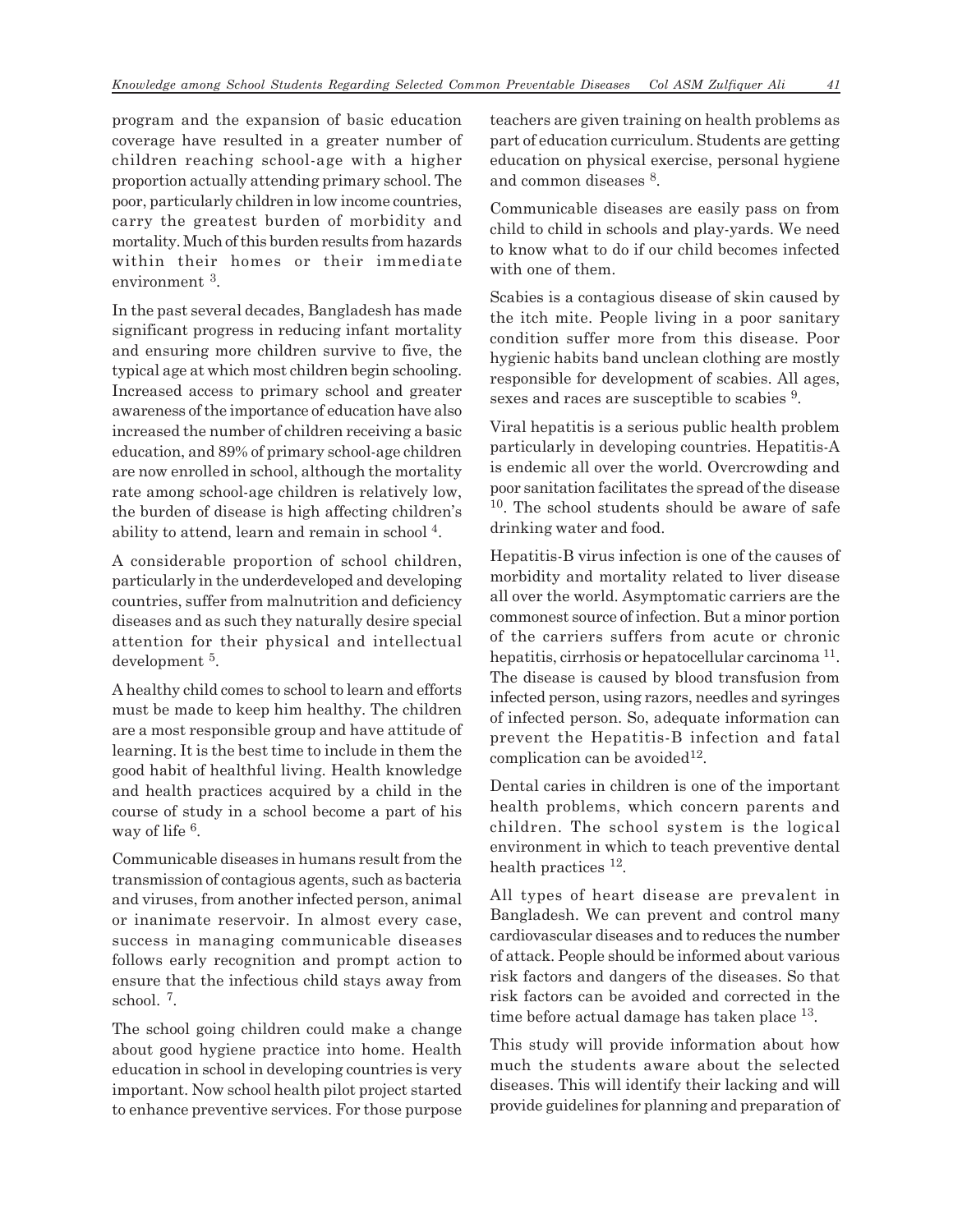program and the expansion of basic education coverage have resulted in a greater number of children reaching school-age with a higher proportion actually attending primary school. The poor, particularly children in low income countries, carry the greatest burden of morbidity and mortality. Much of this burden results from hazards within their homes or their immediate environment [3].

In the past several decades, Bangladesh has made significant progress in reducing infant mortality and ensuring more children survive to five, the typical age at which most children begin schooling. Increased access to primary school and greater awareness of the importance of education have also increased the number of children receiving a basic education, and 89% of primary school-age children are now enrolled in school, although the mortality rate among school-age children is relatively low, the burden of disease is high affecting children's ability to attend, learn and remain in school [4].

A considerable proportion of school children, particularly in the underdeveloped and developing countries, suffer from malnutrition and deficiency diseases and as such they naturally desire special attention for their physical and intellectual development [5].

A healthy child comes to school to learn and efforts must be made to keep him healthy. The children are a most responsible group and have attitude of learning. It is the best time to include in them the good habit of healthful living. Health knowledge and health practices acquired by a child in the course of study in a school become a part of his way of life [6].

Communicable diseases in humans result from the transmission of contagious agents, such as bacteria and viruses, from another infected person, animal or inanimate reservoir. In almost every case, success in managing communicable diseases follows early recognition and prompt action to ensure that the infectious child stays away from school. [7].

The school going children could make a change about good hygiene practice into home. Health education in school in developing countries is very important. Now school health pilot project started to enhance preventive services. For those purpose teachers are given training on health problems as part of education curriculum. Students are getting education on physical exercise, personal hygiene and common diseases [8].

Communicable diseases are easily pass on from child to child in schools and play-yards. We need to know what to do if our child becomes infected with one of them.

Scabies is a contagious disease of skin caused by the itch mite. People living in a poor sanitary condition suffer more from this disease. Poor hygienic habits band unclean clothing are mostly responsible for development of scabies. All ages, sexes and races are susceptible to scabies [9].

Viral hepatitis is a serious public health problem particularly in developing countries. Hepatitis-A is endemic all over the world. Overcrowding and poor sanitation facilitates the spread of the disease [10]. The school students should be aware of safe drinking water and food.

Hepatitis-B virus infection is one of the causes of morbidity and mortality related to liver disease all over the world. Asymptomatic carriers are the commonest source of infection. But a minor portion of the carriers suffers from acute or chronic hepatitis, cirrhosis or hepatocellular carcinoma [11]. The disease is caused by blood transfusion from infected person, using razors, needles and syringes of infected person. So, adequate information can prevent the Hepatitis-B infection and fatal complication can be avoided[12].

Dental caries in children is one of the important health problems, which concern parents and children. The school system is the logical environment in which to teach preventive dental health practices [12].

All types of heart disease are prevalent in Bangladesh. We can prevent and control many cardiovascular diseases and to reduces the number of attack. People should be informed about various risk factors and dangers of the diseases. So that risk factors can be avoided and corrected in the time before actual damage has taken place [13].

This study will provide information about how much the students aware about the selected diseases. This will identify their lacking and will provide guidelines for planning and preparation of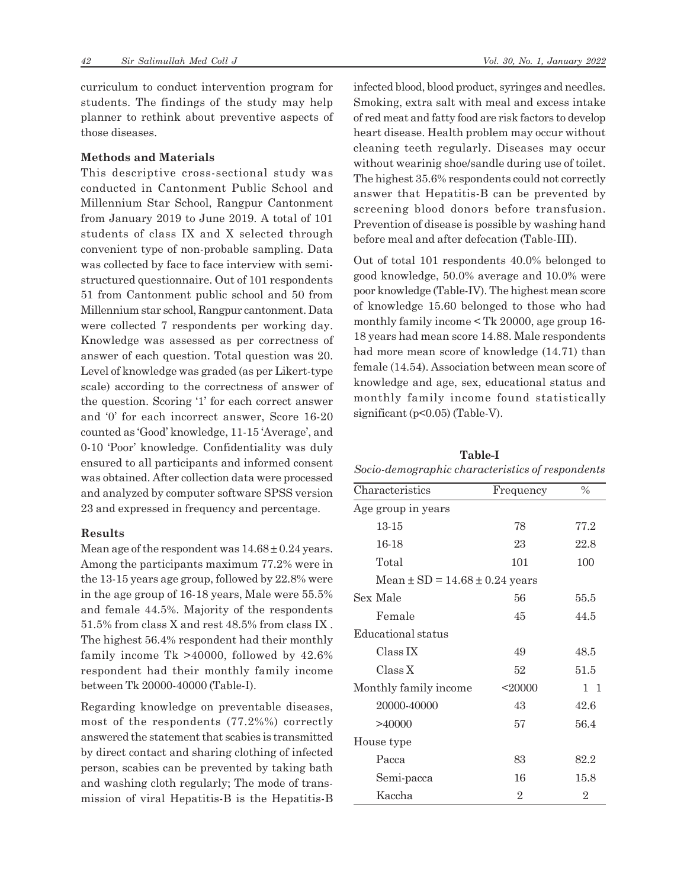curriculum to conduct intervention program for students. The findings of the study may help planner to rethink about preventive aspects of those diseases.

### Methods and Materials

This descriptive cross-sectional study was conducted in Cantonment Public School and Millennium Star School, Rangpur Cantonment from January 2019 to June 2019. A total of 101 students of class IX and X selected through convenient type of non-probable sampling. Data was collected by face to face interview with semi-structured questionnaire. Out of 101 respondents 51 from Cantonment public school and 50 from Millennium star school, Rangpur cantonment. Data were collected 7 respondents per working day. Knowledge was assessed as per correctness of answer of each question. Total question was 20. Level of knowledge was graded (as per Likert-type scale) according to the correctness of answer of the question. Scoring '1' for each correct answer and '0' for each incorrect answer, Score 16-20 counted as 'Good' knowledge, 11-15 'Average', and 0-10 'Poor' knowledge. Confidentiality was duly ensured to all participants and informed consent was obtained. After collection data were processed and analyzed by computer software SPSS version 23 and expressed in frequency and percentage.

### Results

Mean age of the respondent was $14.68 \pm 0.24$ years. Among the participants maximum 77.2% were in the 13-15 years age group, followed by 22.8% were in the age group of 16-18 years, Male were 55.5% and female 44.5%. Majority of the respondents 51.5% from class X and rest 48.5% from class IX . The highest 56.4% respondent had their monthly family income Tk >40000, followed by 42.6% respondent had their monthly family income between Tk 20000-40000 (Table-I).

Regarding knowledge on preventable diseases, most of the respondents (77.2%%) correctly answered the statement that scabies is transmitted by direct contact and sharing clothing of infected person, scabies can be prevented by taking bath and washing cloth regularly; The mode of transmission of viral Hepatitis-B is the Hepatitis-B infected blood, blood product, syringes and needles. Smoking, extra salt with meal and excess intake of red meat and fatty food are risk factors to develop heart disease. Health problem may occur without cleaning teeth regularly. Diseases may occur without wearinig shoe/sandle during use of toilet. The highest 35.6% respondents could not correctly answer that Hepatitis-B can be prevented by screening blood donors before transfusion. Prevention of disease is possible by washing hand before meal and after defecation (Table-III).

Out of total 101 respondents 40.0% belonged to good knowledge, 50.0% average and 10.0% were poor knowledge (Table-IV). The highest mean score of knowledge 15.60 belonged to those who had monthly family income < Tk 20000, age group 16-18 years had mean score 14.88. Male respondents had more mean score of knowledge (14.71) than female (14.54). Association between mean score of knowledge and age, sex, educational status and monthly family income found statistically significant ($p<0.05$) (Table-V).

**Table-I**

*Socio-demographic characteristics of respondents*

| Characteristics | Frequency | % |
|---|---|---|
| Age group in years | | |
| 13-15 | 78 | 77.2 |
| 16-18 | 23 | 22.8 |
| Total | 101 | 100 |
| Mean ± SD = 14.68 ± 0.24 years | | |
| Sex Male | 56 | 55.5 |
| Female | 45 | 44.5 |
| Educational status | | |
| Class IX | 49 | 48.5 |
| Class X | 52 | 51.5 |
| Monthly family income | <20000 | 1 1 |
| 20000-40000 | 43 | 42.6 |
| >40000 | 57 | 56.4 |
| House type | | |
| Pacca | 83 | 82.2 |
| Semi-pacca | 16 | 15.8 |
| Kaccha | 2 | 2 |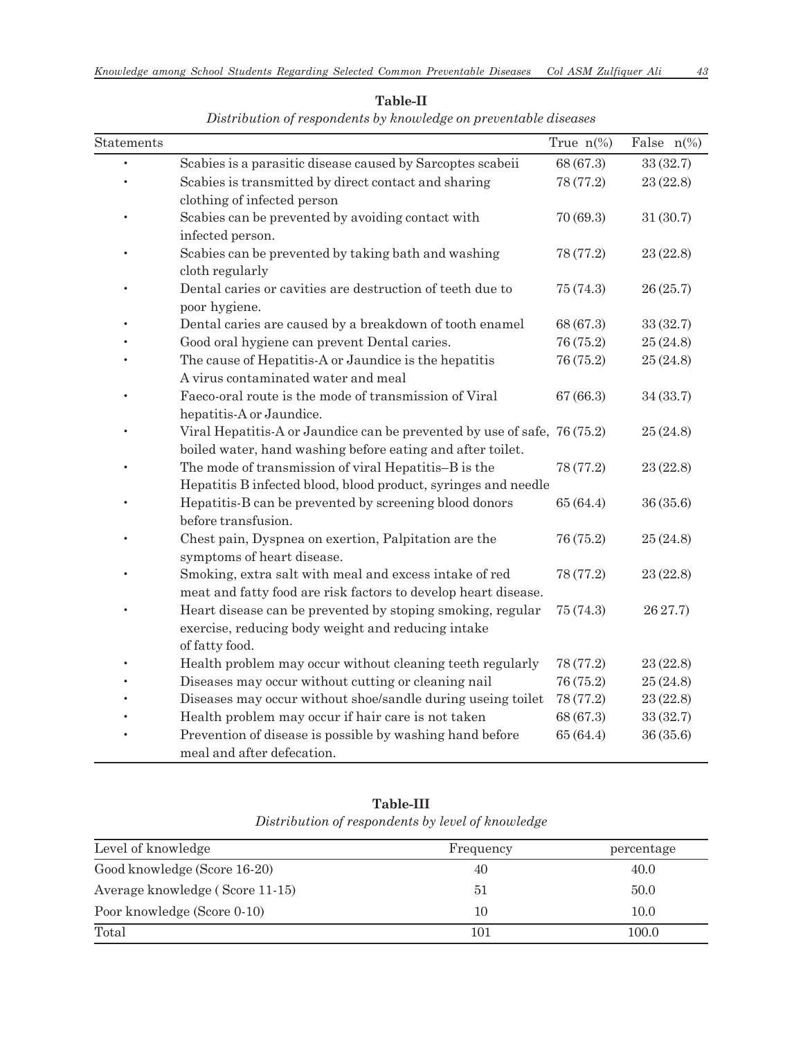**Table-II**

*Distribution of respondents by knowledge on preventable diseases*

| Statements | | True n(%) | False n(%) |
|---|---|---|---|
| • | Scabies is a parasitic disease caused by Sarcoptes scabeii | 68 (67.3) | 33 (32.7) |
| • | Scabies is transmitted by direct contact and sharing clothing of infected person | 78 (77.2) | 23 (22.8) |
| • | Scabies can be prevented by avoiding contact with infected person. | 70 (69.3) | 31 (30.7) |
| • | Scabies can be prevented by taking bath and washing cloth regularly | 78 (77.2) | 23 (22.8) |
| • | Dental caries or cavities are destruction of teeth due to poor hygiene. | 75 (74.3) | 26 (25.7) |
| • | Dental caries are caused by a breakdown of tooth enamel | 68 (67.3) | 33 (32.7) |
| • | Good oral hygiene can prevent Dental caries. | 76 (75.2) | 25 (24.8) |
| • | The cause of Hepatitis-A or Jaundice is the hepatitis A virus contaminated water and meal | 76 (75.2) | 25 (24.8) |
| • | Faeco-oral route is the mode of transmission of Viral hepatitis-A or Jaundice. | 67 (66.3) | 34 (33.7) |
| • | Viral Hepatitis-A or Jaundice can be prevented by use of safe, boiled water, hand washing before eating and after toilet. | 76 (75.2) | 25 (24.8) |
| • | The mode of transmission of viral Hepatitis–B is the Hepatitis B infected blood, blood product, syringes and needle | 78 (77.2) | 23 (22.8) |
| • | Hepatitis-B can be prevented by screening blood donors before transfusion. | 65 (64.4) | 36 (35.6) |
| • | Chest pain, Dyspnea on exertion, Palpitation are the symptoms of heart disease. | 76 (75.2) | 25 (24.8) |
| • | Smoking, extra salt with meal and excess intake of red meat and fatty food are risk factors to develop heart disease. | 78 (77.2) | 23 (22.8) |
| • | Heart disease can be prevented by stoping smoking, regular exercise, reducing body weight and reducing intake of fatty food. | 75 (74.3) | 26 27.7) |
| • | Health problem may occur without cleaning teeth regularly | 78 (77.2) | 23 (22.8) |
| • | Diseases may occur without cutting or cleaning nail | 76 (75.2) | 25 (24.8) |
| • | Diseases may occur without shoe/sandle during useing toilet | 78 (77.2) | 23 (22.8) |
| • | Health problem may occur if hair care is not taken | 68 (67.3) | 33 (32.7) |
| • | Prevention of disease is possible by washing hand before meal and after defecation. | 65 (64.4) | 36 (35.6) |

**Table-III**

*Distribution of respondents by level of knowledge*

| Level of knowledge | Frequency | percentage |
|---|---|---|
| Good knowledge (Score 16-20) | 40 | 40.0 |
| Average knowledge ( Score 11-15) | 51 | 50.0 |
| Poor knowledge (Score 0-10) | 10 | 10.0 |
| Total | 101 | 100.0 |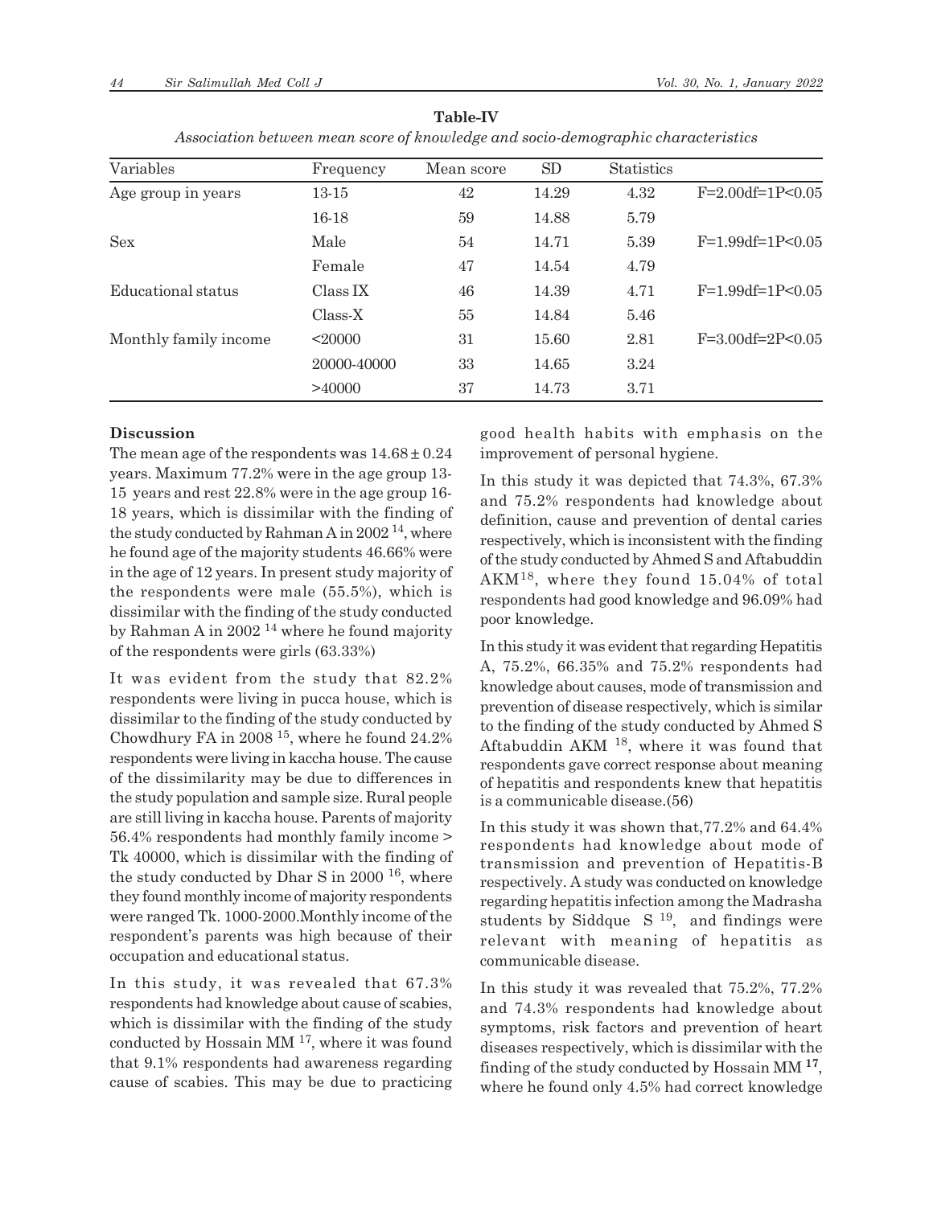**Table-IV**

*Association between mean score of knowledge and socio-demographic characteristics*

| Variables | Frequency | Mean score | SD | Statistics | |
|---|---|---|---|---|---|
| Age group in years | 13-15 | 42 | 14.29 | 4.32 | F=2.00df=1P<0.05 |
| | 16-18 | 59 | 14.88 | 5.79 | |
| Sex | Male | 54 | 14.71 | 5.39 | F=1.99df=1P<0.05 |
| | Female | 47 | 14.54 | 4.79 | |
| Educational status | Class IX | 46 | 14.39 | 4.71 | F=1.99df=1P<0.05 |
| | Class-X | 55 | 14.84 | 5.46 | |
| Monthly family income | <20000 | 31 | 15.60 | 2.81 | F=3.00df=2P<0.05 |
| | 20000-40000 | 33 | 14.65 | 3.24 | |
| | >40000 | 37 | 14.73 | 3.71 | |

## Discussion

The mean age of the respondents was $14.68 \pm 0.24$ years. Maximum 77.2% were in the age group 13-15 years and rest 22.8% were in the age group 16-18 years, which is dissimilar with the finding of the study conducted by Rahman A in 2002 [14], where he found age of the majority students 46.66% were in the age of 12 years. In present study majority of the respondents were male (55.5%), which is dissimilar with the finding of the study conducted by Rahman A in 2002 [14] where he found majority of the respondents were girls (63.33%)

It was evident from the study that 82.2% respondents were living in pucca house, which is dissimilar to the finding of the study conducted by Chowdhury FA in 2008 [15], where he found 24.2% respondents were living in kaccha house. The cause of the dissimilarity may be due to differences in the study population and sample size. Rural people are still living in kaccha house. Parents of majority 56.4% respondents had monthly family income > Tk 40000, which is dissimilar with the finding of the study conducted by Dhar S in 2000 [16], where they found monthly income of majority respondents were ranged Tk. 1000-2000.Monthly income of the respondent's parents was high because of their occupation and educational status.

In this study, it was revealed that 67.3% respondents had knowledge about cause of scabies, which is dissimilar with the finding of the study conducted by Hossain MM [17], where it was found that 9.1% respondents had awareness regarding cause of scabies. This may be due to practicing good health habits with emphasis on the improvement of personal hygiene.

In this study it was depicted that 74.3%, 67.3% and 75.2% respondents had knowledge about definition, cause and prevention of dental caries respectively, which is inconsistent with the finding of the study conducted by Ahmed S and Aftabuddin AKM[18], where they found 15.04% of total respondents had good knowledge and 96.09% had poor knowledge.

In this study it was evident that regarding Hepatitis A, 75.2%, 66.35% and 75.2% respondents had knowledge about causes, mode of transmission and prevention of disease respectively, which is similar to the finding of the study conducted by Ahmed S Aftabuddin AKM [18], where it was found that respondents gave correct response about meaning of hepatitis and respondents knew that hepatitis is a communicable disease.(56)

In this study it was shown that,77.2% and 64.4% respondents had knowledge about mode of transmission and prevention of Hepatitis-B respectively. A study was conducted on knowledge regarding hepatitis infection among the Madrasha students by Siddque S [19], and findings were relevant with meaning of hepatitis as communicable disease.

In this study it was revealed that 75.2%, 77.2% and 74.3% respondents had knowledge about symptoms, risk factors and prevention of heart diseases respectively, which is dissimilar with the finding of the study conducted by Hossain MM [17], where he found only 4.5% had correct knowledge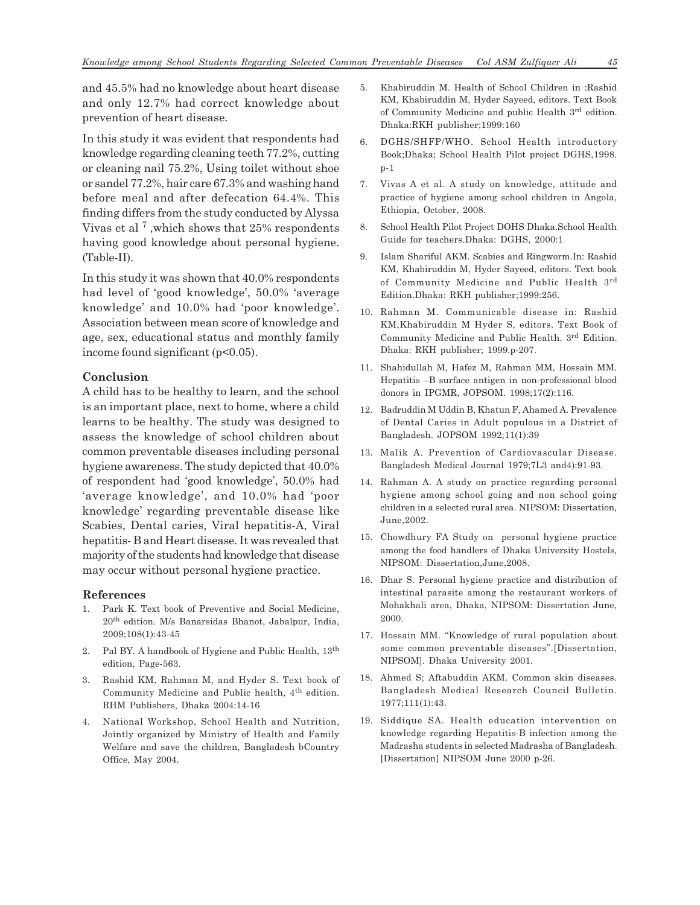and 45.5% had no knowledge about heart disease and only 12.7% had correct knowledge about prevention of heart disease.

In this study it was evident that respondents had knowledge regarding cleaning teeth 77.2%, cutting or cleaning nail 75.2%, Using toilet without shoe or sandel 77.2%, hair care 67.3% and washing hand before meal and after defecation 64.4%. This finding differs from the study conducted by Alyssa Vivas et al [7] ,which shows that 25% respondents having good knowledge about personal hygiene. (Table-II).

In this study it was shown that 40.0% respondents had level of 'good knowledge', 50.0% 'average knowledge' and 10.0% had 'poor knowledge'. Association between mean score of knowledge and age, sex, educational status and monthly family income found significant ($p<0.05$).

## Conclusion

A child has to be healthy to learn, and the school is an important place, next to home, where a child learns to be healthy. The study was designed to assess the knowledge of school children about common preventable diseases including personal hygiene awareness. The study depicted that 40.0% of respondent had 'good knowledge', 50.0% had 'average knowledge', and 10.0% had 'poor knowledge' regarding preventable disease like Scabies, Dental caries, Viral hepatitis-A, Viral hepatitis- B and Heart disease. It was revealed that majority of the students had knowledge that disease may occur without personal hygiene practice.

## References

1. Park K. Text book of Preventive and Social Medicine, 20th edition. M/s Banarsidas Bhanot, Jabalpur, India, 2009;108(1):43-45
2. Pal BY. A handbook of Hygiene and Public Health, 13th edition, Page-563.
3. Rashid KM, Rahman M, and Hyder S. Text book of Community Medicine and Public health, 4th edition. RHM Publishers, Dhaka 2004:14-16
4. National Workshop, School Health and Nutrition, Jointly organized by Ministry of Health and Family Welfare and save the children, Bangladesh bCountry Office, May 2004.
5. Khabiruddin M. Health of School Children in :Rashid KM, Khabiruddin M, Hyder Sayeed, editors. Text Book of Community Medicine and public Health 3rd edition. Dhaka:RKH publisher;1999:160
6. DGHS/SHFP/WHO. School Health introductory Book;Dhaka; School Health Pilot project DGHS,1998. p-1
7. Vivas A et al. A study on knowledge, attitude and practice of hygiene among school children in Angola, Ethiopia, October, 2008.
8. School Health Pilot Project DOHS Dhaka.School Health Guide for teachers.Dhaka: DGHS, 2000:1
9. Islam Shariful AKM. Scabies and Ringworm.In: Rashid KM, Khabiruddin M, Hyder Sayeed, editors. Text book of Community Medicine and Public Health 3rd Edition.Dhaka: RKH publisher;1999:256.
10. Rahman M. Communicable disease in: Rashid KM,Khabiruddin M Hyder S, editors. Text Book of Community Medicine and Public Health. 3rd Edition. Dhaka: RKH publisher; 1999.p-207.
11. Shahidullah M, Hafez M, Rahman MM, Hossain MM. Hepatitis –B surface antigen in non-professional blood donors in IPGMR, JOPSOM. 1998;17(2):116.
12. Badruddin M Uddin B, Khatun F, Ahamed A. Prevalence of Dental Caries in Adult populous in a District of Bangladesh. JOPSOM 1992;11(1):39
13. Malik A. Prevention of Cardiovascular Disease. Bangladesh Medical Journal 1979;7L3 and4):91-93.
14. Rahman A. A study on practice regarding personal hygiene among school going and non school going children in a selected rural area. NIPSOM: Dissertation, June,2002.
15. Chowdhury FA Study on personal hygiene practice among the food handlers of Dhaka University Hostels, NIPSOM: Dissertation,June,2008.
16. Dhar S. Personal hygiene practice and distribution of intestinal parasite among the restaurant workers of Mohakhali area, Dhaka, NIPSOM: Dissertation June, 2000.
17. Hossain MM. "Knowledge of rural population about some common preventable diseases".[Dissertation, NIPSOM]. Dhaka University 2001.
18. Ahmed S; Aftabuddin AKM. Common skin diseases. Bangladesh Medical Research Council Bulletin. 1977;111(1):43.
19. Siddique SA. Health education intervention on knowledge regarding Hepatitis-B infection among the Madrasha students in selected Madrasha of Bangladesh. [Dissertation] NIPSOM June 2000 p-26.